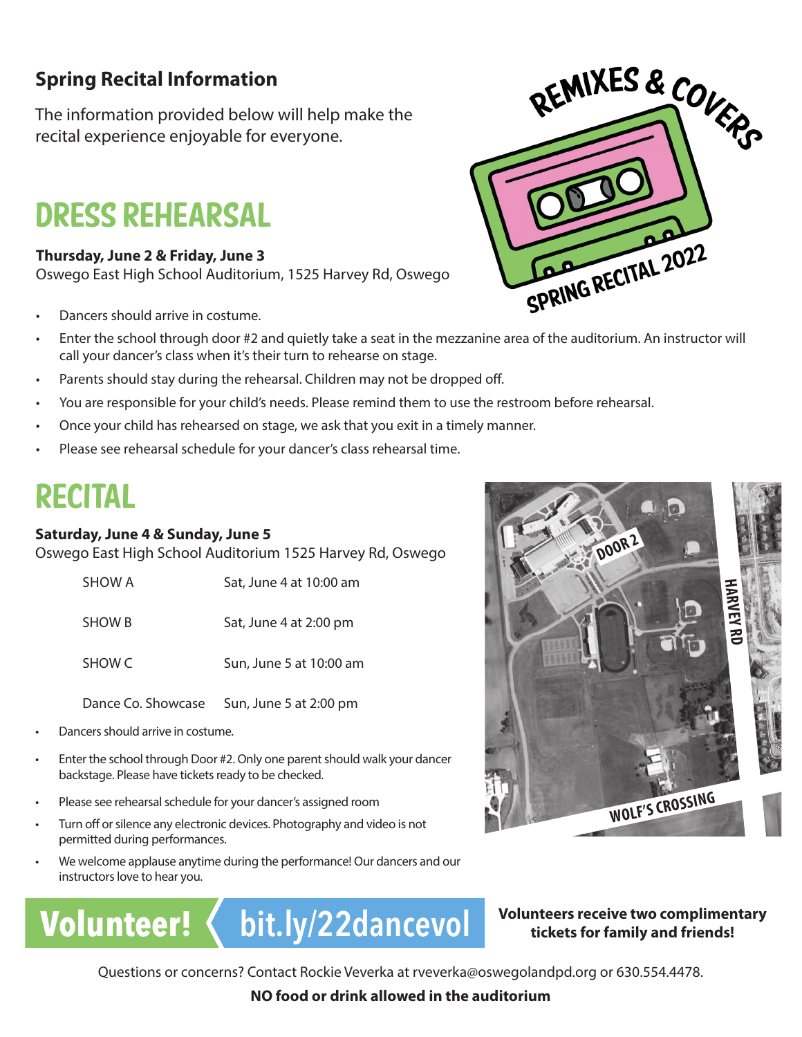## Spring Recital Information

The information provided below will help make the recital experience enjoyable for everyone.

REMIXES & COVERS

SPRING RECITAL 2022

# DRESS REHEARSAL

**Thursday, June 2 & Friday, June 3**
Oswego East High School Auditorium, 1525 Harvey Rd, Oswego

- Dancers should arrive in costume.
- Enter the school through door #2 and quietly take a seat in the mezzanine area of the auditorium. An instructor will call your dancer's class when it's their turn to rehearse on stage.
- Parents should stay during the rehearsal. Children may not be dropped off.
- You are responsible for your child's needs. Please remind them to use the restroom before rehearsal.
- Once your child has rehearsed on stage, we ask that you exit in a timely manner.
- Please see rehearsal schedule for your dancer's class rehearsal time.

# RECITAL

**Saturday, June 4 & Sunday, June 5**
Oswego East High School Auditorium 1525 Harvey Rd, Oswego

| | |
|---|---|
| SHOW A | Sat, June 4 at 10:00 am |
| SHOW B | Sat, June 4 at 2:00 pm |
| SHOW C | Sun, June 5 at 10:00 am |
| Dance Co. Showcase | Sun, June 5 at 2:00 pm |

- Dancers should arrive in costume.
- Enter the school through Door #2. Only one parent should walk your dancer backstage. Please have tickets ready to be checked.
- Please see rehearsal schedule for your dancer's assigned room
- Turn off or silence any electronic devices. Photography and video is not permitted during performances.
- We welcome applause anytime during the performance! Our dancers and our instructors love to hear you.

DOOR 2

HARVEY RD

WOLF'S CROSSING

**Volunteer! bit.ly/22dancevol**

**Volunteers receive two complimentary tickets for family and friends!**

Questions or concerns? Contact Rockie Veverka at rveverka@oswegolandpd.org or 630.554.4478.

**NO food or drink allowed in the auditorium**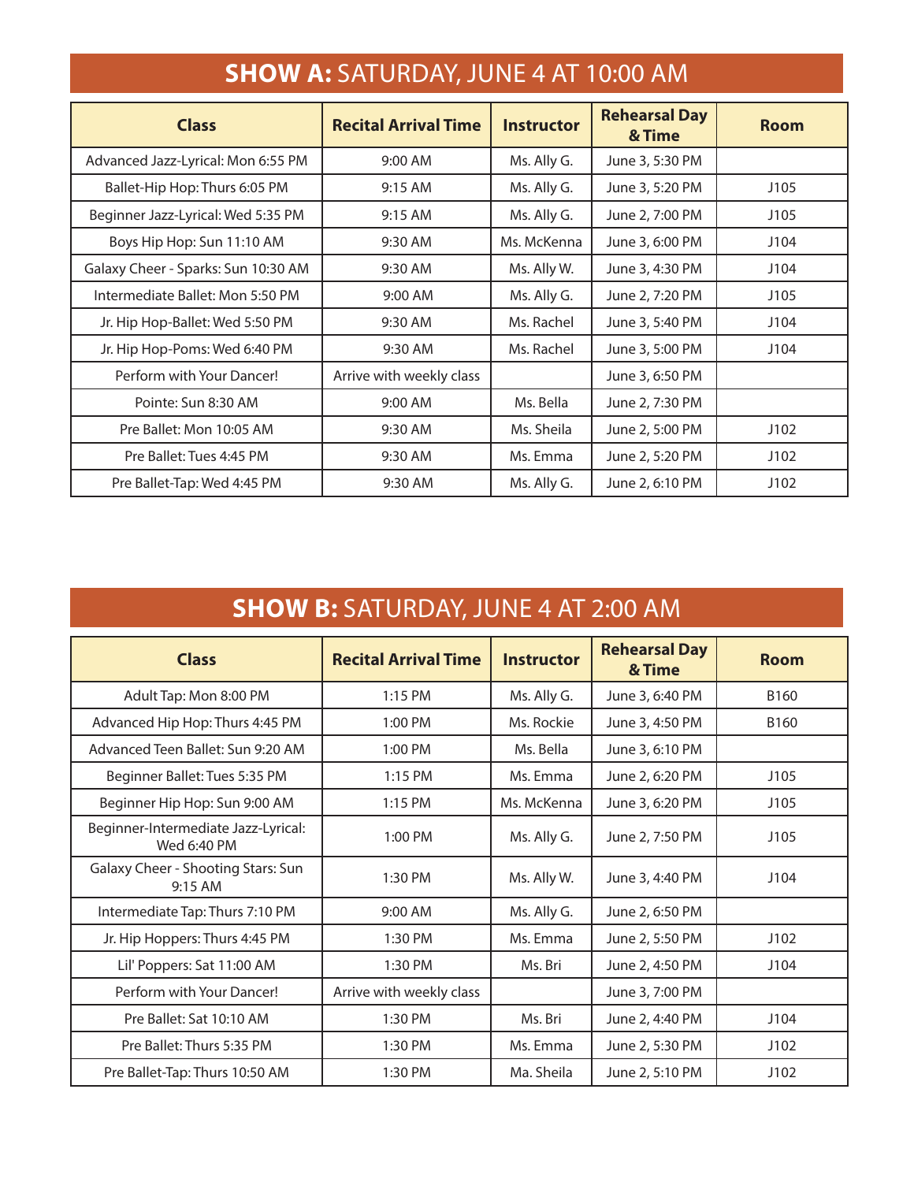## **SHOW A:** SATURDAY, JUNE 4 AT 10:00 AM

| Class | Recital Arrival Time | Instructor | Rehearsal Day & Time | Room |
|---|---|---|---|---|
| Advanced Jazz-Lyrical: Mon 6:55 PM | 9:00 AM | Ms. Ally G. | June 3, 5:30 PM | |
| Ballet-Hip Hop: Thurs 6:05 PM | 9:15 AM | Ms. Ally G. | June 3, 5:20 PM | J105 |
| Beginner Jazz-Lyrical: Wed 5:35 PM | 9:15 AM | Ms. Ally G. | June 2, 7:00 PM | J105 |
| Boys Hip Hop: Sun 11:10 AM | 9:30 AM | Ms. McKenna | June 3, 6:00 PM | J104 |
| Galaxy Cheer - Sparks: Sun 10:30 AM | 9:30 AM | Ms. Ally W. | June 3, 4:30 PM | J104 |
| Intermediate Ballet: Mon 5:50 PM | 9:00 AM | Ms. Ally G. | June 2, 7:20 PM | J105 |
| Jr. Hip Hop-Ballet: Wed 5:50 PM | 9:30 AM | Ms. Rachel | June 3, 5:40 PM | J104 |
| Jr. Hip Hop-Poms: Wed 6:40 PM | 9:30 AM | Ms. Rachel | June 3, 5:00 PM | J104 |
| Perform with Your Dancer! | Arrive with weekly class | | June 3, 6:50 PM | |
| Pointe: Sun 8:30 AM | 9:00 AM | Ms. Bella | June 2, 7:30 PM | |
| Pre Ballet: Mon 10:05 AM | 9:30 AM | Ms. Sheila | June 2, 5:00 PM | J102 |
| Pre Ballet: Tues 4:45 PM | 9:30 AM | Ms. Emma | June 2, 5:20 PM | J102 |
| Pre Ballet-Tap: Wed 4:45 PM | 9:30 AM | Ms. Ally G. | June 2, 6:10 PM | J102 |

## **SHOW B:** SATURDAY, JUNE 4 AT 2:00 AM

| Class | Recital Arrival Time | Instructor | Rehearsal Day & Time | Room |
|---|---|---|---|---|
| Adult Tap: Mon 8:00 PM | 1:15 PM | Ms. Ally G. | June 3, 6:40 PM | B160 |
| Advanced Hip Hop: Thurs 4:45 PM | 1:00 PM | Ms. Rockie | June 3, 4:50 PM | B160 |
| Advanced Teen Ballet: Sun 9:20 AM | 1:00 PM | Ms. Bella | June 3, 6:10 PM | |
| Beginner Ballet: Tues 5:35 PM | 1:15 PM | Ms. Emma | June 2, 6:20 PM | J105 |
| Beginner Hip Hop: Sun 9:00 AM | 1:15 PM | Ms. McKenna | June 3, 6:20 PM | J105 |
| Beginner-Intermediate Jazz-Lyrical: Wed 6:40 PM | 1:00 PM | Ms. Ally G. | June 2, 7:50 PM | J105 |
| Galaxy Cheer - Shooting Stars: Sun 9:15 AM | 1:30 PM | Ms. Ally W. | June 3, 4:40 PM | J104 |
| Intermediate Tap: Thurs 7:10 PM | 9:00 AM | Ms. Ally G. | June 2, 6:50 PM | |
| Jr. Hip Hoppers: Thurs 4:45 PM | 1:30 PM | Ms. Emma | June 2, 5:50 PM | J102 |
| Lil' Poppers: Sat 11:00 AM | 1:30 PM | Ms. Bri | June 2, 4:50 PM | J104 |
| Perform with Your Dancer! | Arrive with weekly class | | June 3, 7:00 PM | |
| Pre Ballet: Sat 10:10 AM | 1:30 PM | Ms. Bri | June 2, 4:40 PM | J104 |
| Pre Ballet: Thurs 5:35 PM | 1:30 PM | Ms. Emma | June 2, 5:30 PM | J102 |
| Pre Ballet-Tap: Thurs 10:50 AM | 1:30 PM | Ma. Sheila | June 2, 5:10 PM | J102 |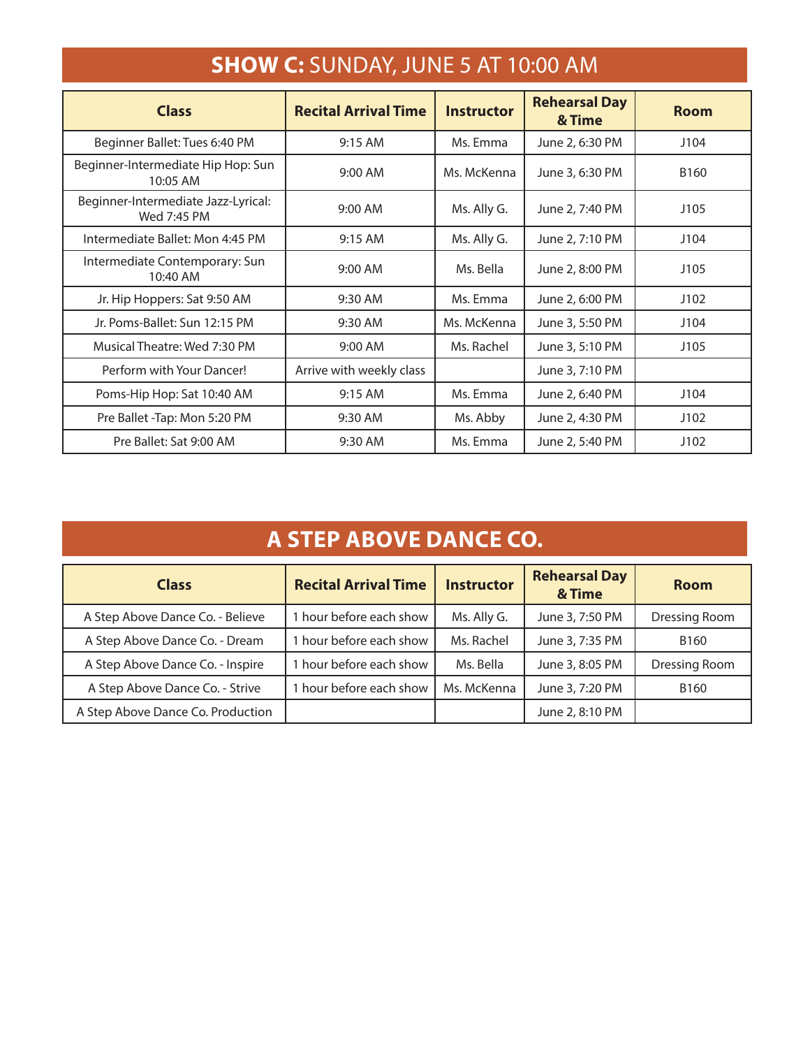## **SHOW C:** SUNDAY, JUNE 5 AT 10:00 AM

| Class | Recital Arrival Time | Instructor | Rehearsal Day & Time | Room |
| --- | --- | --- | --- | --- |
| Beginner Ballet: Tues 6:40 PM | 9:15 AM | Ms. Emma | June 2, 6:30 PM | J104 |
| Beginner-Intermediate Hip Hop: Sun 10:05 AM | 9:00 AM | Ms. McKenna | June 3, 6:30 PM | B160 |
| Beginner-Intermediate Jazz-Lyrical: Wed 7:45 PM | 9:00 AM | Ms. Ally G. | June 2, 7:40 PM | J105 |
| Intermediate Ballet: Mon 4:45 PM | 9:15 AM | Ms. Ally G. | June 2, 7:10 PM | J104 |
| Intermediate Contemporary: Sun 10:40 AM | 9:00 AM | Ms. Bella | June 2, 8:00 PM | J105 |
| Jr. Hip Hoppers: Sat 9:50 AM | 9:30 AM | Ms. Emma | June 2, 6:00 PM | J102 |
| Jr. Poms-Ballet: Sun 12:15 PM | 9:30 AM | Ms. McKenna | June 3, 5:50 PM | J104 |
| Musical Theatre: Wed 7:30 PM | 9:00 AM | Ms. Rachel | June 3, 5:10 PM | J105 |
| Perform with Your Dancer! | Arrive with weekly class | | June 3, 7:10 PM | |
| Poms-Hip Hop: Sat 10:40 AM | 9:15 AM | Ms. Emma | June 2, 6:40 PM | J104 |
| Pre Ballet -Tap: Mon 5:20 PM | 9:30 AM | Ms. Abby | June 2, 4:30 PM | J102 |
| Pre Ballet: Sat 9:00 AM | 9:30 AM | Ms. Emma | June 2, 5:40 PM | J102 |

## A STEP ABOVE DANCE CO.

| Class | Recital Arrival Time | Instructor | Rehearsal Day & Time | Room |
| --- | --- | --- | --- | --- |
| A Step Above Dance Co. - Believe | 1 hour before each show | Ms. Ally G. | June 3, 7:50 PM | Dressing Room |
| A Step Above Dance Co. - Dream | 1 hour before each show | Ms. Rachel | June 3, 7:35 PM | B160 |
| A Step Above Dance Co. - Inspire | 1 hour before each show | Ms. Bella | June 3, 8:05 PM | Dressing Room |
| A Step Above Dance Co. - Strive | 1 hour before each show | Ms. McKenna | June 3, 7:20 PM | B160 |
| A Step Above Dance Co. Production | | | June 2, 8:10 PM | |